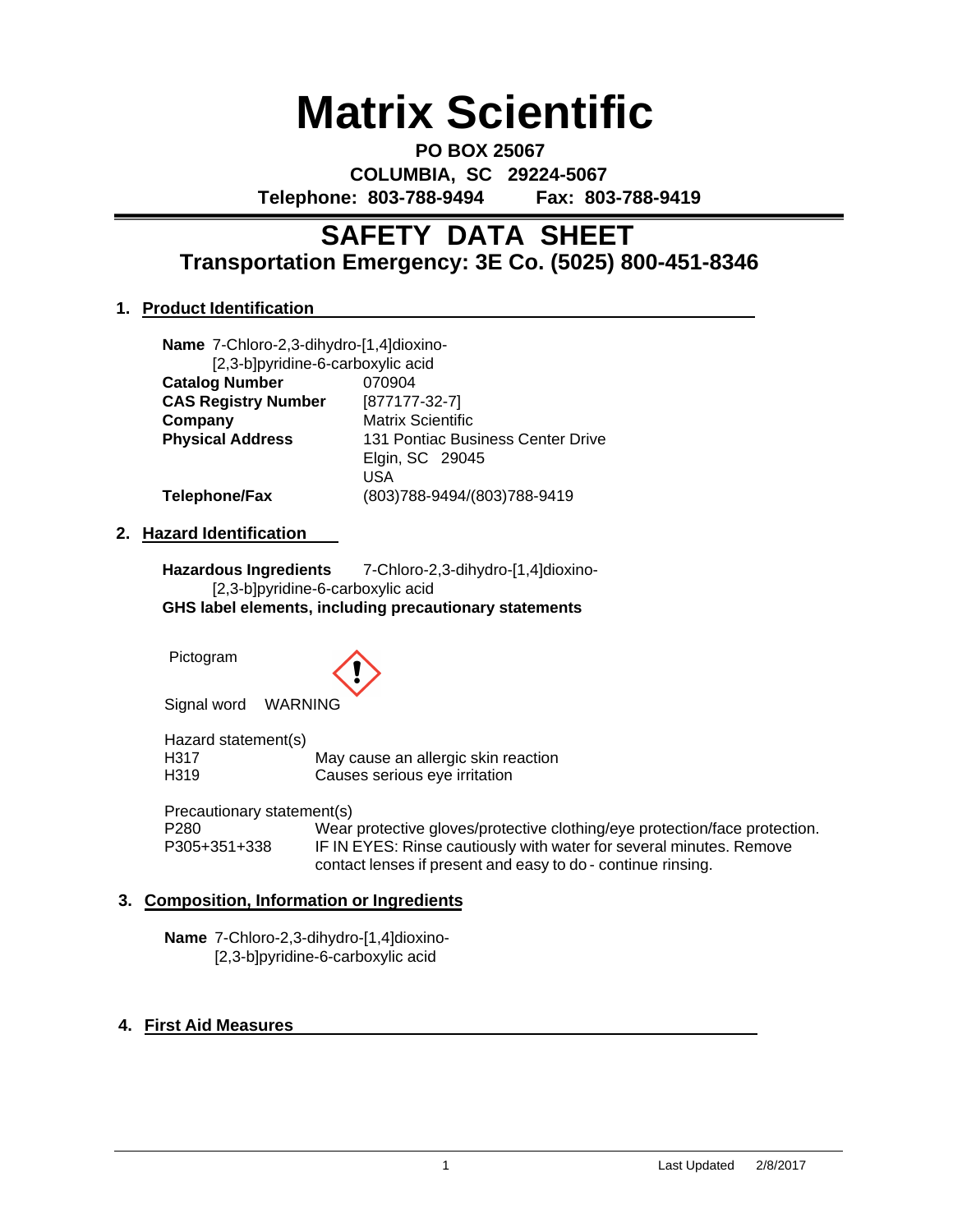# Matrix Scientific

**PO BOX 25067**
**COLUMBIA, SC 29224-5067**
**Telephone: 803-788-9494 Fax: 803-788-9419**

## SAFETY DATA SHEET
### Transportation Emergency: 3E Co. (5025) 800-451-8346

### 1. Product Identification

**Name** 7-Chloro-2,3-dihydro-[1,4]dioxino-[2,3-b]pyridine-6-carboxylic acid

| | |
|---|---|
| **Catalog Number** | 070904 |
| **CAS Registry Number** | [877177-32-7] |
| **Company** | Matrix Scientific |
| **Physical Address** | 131 Pontiac Business Center Drive<br>Elgin, SC 29045<br>USA |
| **Telephone/Fax** | (803)788-9494/(803)788-9419 |

### 2. Hazard Identification

**Hazardous Ingredients** 7-Chloro-2,3-dihydro-[1,4]dioxino-[2,3-b]pyridine-6-carboxylic acid

**GHS label elements, including precautionary statements**

Pictogram

Signal word WARNING

Hazard statement(s)

| | |
|---|---|
| H317 | May cause an allergic skin reaction |
| H319 | Causes serious eye irritation |

Precautionary statement(s)

| | |
|---|---|
| P280 | Wear protective gloves/protective clothing/eye protection/face protection. |
| P305+351+338 | IF IN EYES: Rinse cautiously with water for several minutes. Remove contact lenses if present and easy to do - continue rinsing. |

### 3. Composition, Information or Ingredients

**Name** 7-Chloro-2,3-dihydro-[1,4]dioxino-[2,3-b]pyridine-6-carboxylic acid

### 4. First Aid Measures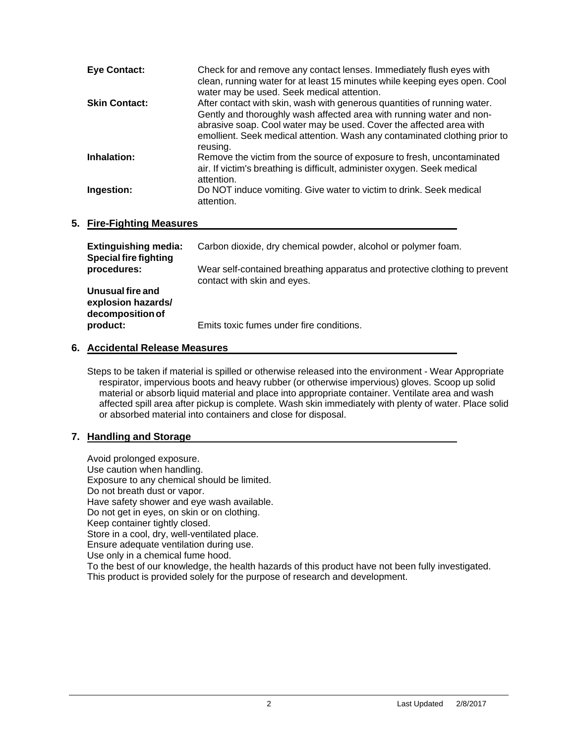**Eye Contact:** Check for and remove any contact lenses. Immediately flush eyes with clean, running water for at least 15 minutes while keeping eyes open. Cool water may be used. Seek medical attention.

**Skin Contact:** After contact with skin, wash with generous quantities of running water. Gently and thoroughly wash affected area with running water and non-abrasive soap. Cool water may be used. Cover the affected area with emollient. Seek medical attention. Wash any contaminated clothing prior to reusing.

**Inhalation:** Remove the victim from the source of exposure to fresh, uncontaminated air. If victim's breathing is difficult, administer oxygen. Seek medical attention.

**Ingestion:** Do NOT induce vomiting. Give water to victim to drink. Seek medical attention.

## 5. Fire-Fighting Measures

**Extinguishing media:** Carbon dioxide, dry chemical powder, alcohol or polymer foam.

**Special fire fighting procedures:** Wear self-contained breathing apparatus and protective clothing to prevent contact with skin and eyes.

**Unusual fire and explosion hazards/ decomposition of product:** Emits toxic fumes under fire conditions.

## 6. Accidental Release Measures

Steps to be taken if material is spilled or otherwise released into the environment - Wear Appropriate respirator, impervious boots and heavy rubber (or otherwise impervious) gloves. Scoop up solid material or absorb liquid material and place into appropriate container. Ventilate area and wash affected spill area after pickup is complete. Wash skin immediately with plenty of water. Place solid or absorbed material into containers and close for disposal.

## 7. Handling and Storage

Avoid prolonged exposure.
Use caution when handling.
Exposure to any chemical should be limited.
Do not breath dust or vapor.
Have safety shower and eye wash available.
Do not get in eyes, on skin or on clothing.
Keep container tightly closed.
Store in a cool, dry, well-ventilated place.
Ensure adequate ventilation during use.
Use only in a chemical fume hood.
To the best of our knowledge, the health hazards of this product have not been fully investigated.
This product is provided solely for the purpose of research and development.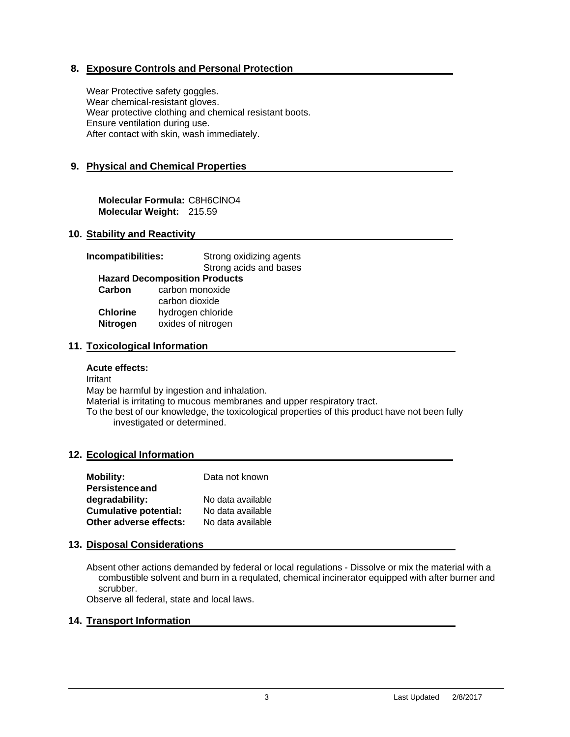## 8. Exposure Controls and Personal Protection

Wear Protective safety goggles.
Wear chemical-resistant gloves.
Wear protective clothing and chemical resistant boots.
Ensure ventilation during use.
After contact with skin, wash immediately.

## 9. Physical and Chemical Properties

**Molecular Formula:** $C_8H_6ClNO_4$
**Molecular Weight:** 215.59

## 10. Stability and Reactivity

**Incompatibilities:** Strong oxidizing agents
Strong acids and bases

**Hazard Decomposition Products**

| | |
|---|---|
| **Carbon** | carbon monoxide |
| | carbon dioxide |
| **Chlorine** | hydrogen chloride |
| **Nitrogen** | oxides of nitrogen |

## 11. Toxicological Information

**Acute effects:**
Irritant
May be harmful by ingestion and inhalation.
Material is irritating to mucous membranes and upper respiratory tract.
To the best of our knowledge, the toxicological properties of this product have not been fully investigated or determined.

## 12. Ecological Information

| | |
|---|---|
| **Mobility:** | Data not known |
| **Persistence and degradability:** | No data available |
| **Cumulative potential:** | No data available |
| **Other adverse effects:** | No data available |

## 13. Disposal Considerations

Absent other actions demanded by federal or local regulations - Dissolve or mix the material with a combustible solvent and burn in a requlated, chemical incinerator equipped with after burner and scrubber.
Observe all federal, state and local laws.

## 14. Transport Information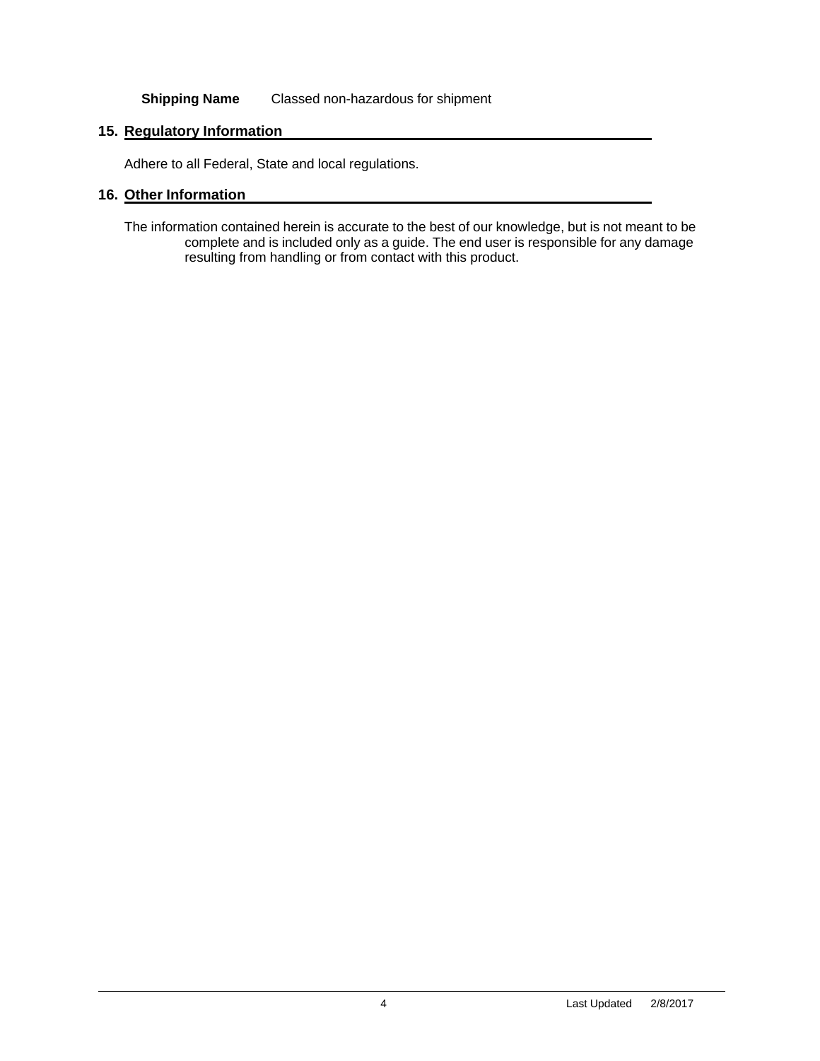**Shipping Name** Classed non-hazardous for shipment

## 15. Regulatory Information

Adhere to all Federal, State and local regulations.

## 16. Other Information

The information contained herein is accurate to the best of our knowledge, but is not meant to be complete and is included only as a guide. The end user is responsible for any damage resulting from handling or from contact with this product.

Last Updated 2/8/2017